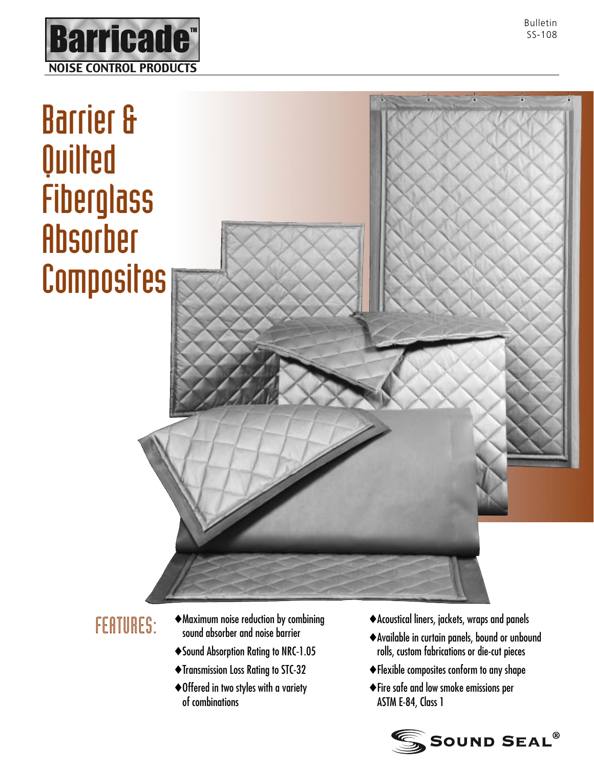Barricade™
NOISE CONTROL PRODUCTS

Bulletin SS-108

# Barrier & Quilted Fiberglass Absorber Composites

## FEATURES:

- ♦Maximum noise reduction by combining sound absorber and noise barrier
- ♦Sound Absorption Rating to NRC-1.05
- ♦Transmission Loss Rating to STC-32
- ♦Offered in two styles with a variety of combinations
- ♦Acoustical liners, jackets, wraps and panels
- ♦Available in curtain panels, bound or unbound rolls, custom fabrications or die-cut pieces
- ♦Flexible composites conform to any shape
- ♦Fire safe and low smoke emissions per ASTM E-84, Class 1

SOUND SEAL®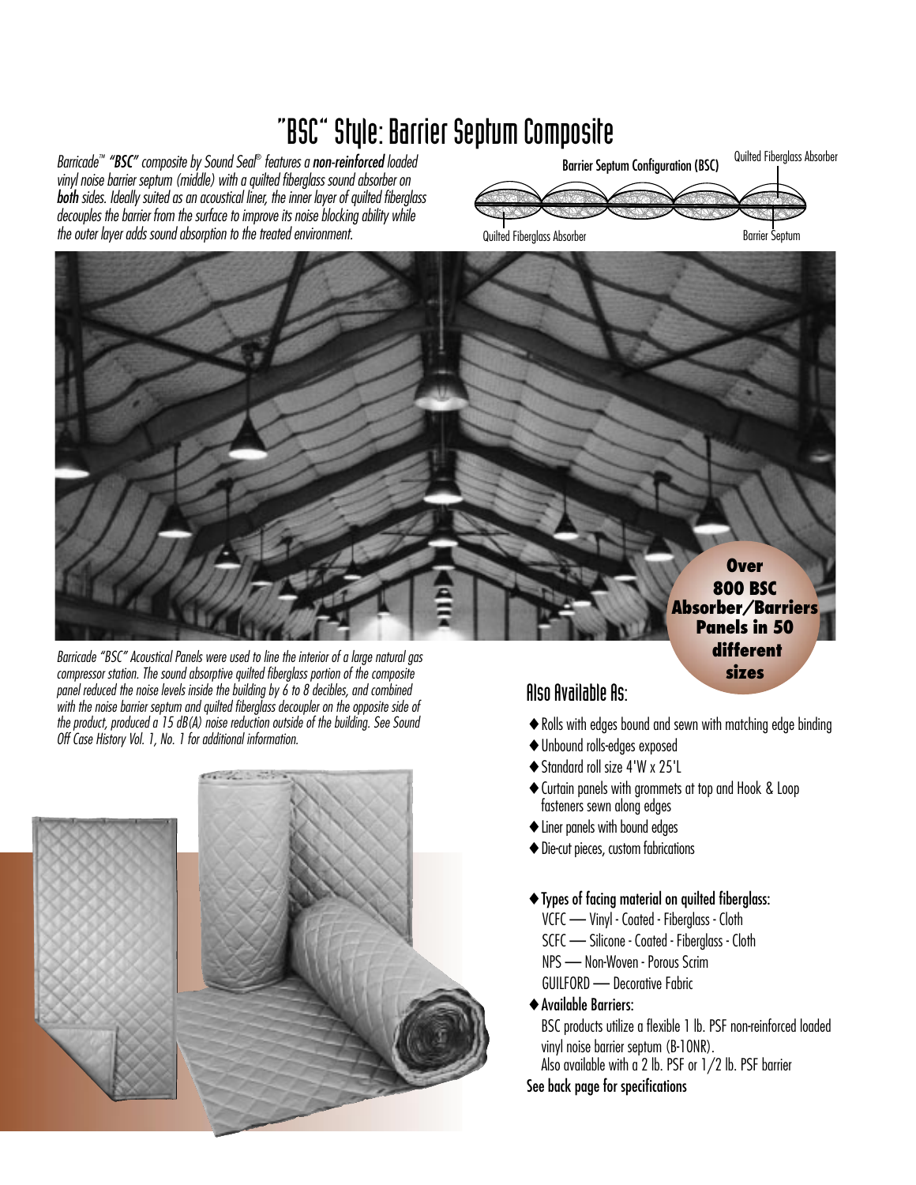# "BSC" Style: Barrier Septum Composite

*Barricade™ **"BSC"** composite by Sound Seal® features a **non-reinforced** loaded vinyl noise barrier septum (middle) with a quilted fiberglass sound absorber on **both** sides. Ideally suited as an acoustical liner, the inner layer of quilted fiberglass decouples the barrier from the surface to improve its noise blocking ability while the outer layer adds sound absorption to the treated environment.*

Barrier Septum Configuration (BSC)

Quilted Fiberglass Absorber

Quilted Fiberglass Absorber

Barrier Septum

**Over 800 BSC Absorber/Barriers Panels in 50 different sizes**

*Barricade "BSC" Acoustical Panels were used to line the interior of a large natural gas compressor station. The sound absorptive quilted fiberglass portion of the composite panel reduced the noise levels inside the building by 6 to 8 decibles, and combined with the noise barrier septum and quilted fiberglass decoupler on the opposite side of the product, produced a 15 dB(A) noise reduction outside of the building. See Sound Off Case History Vol. 1, No. 1 for additional information.*

## Also Available As:

- Rolls with edges bound and sewn with matching edge binding
- Unbound rolls-edges exposed
- Standard roll size 4'W x 25'L
- Curtain panels with grommets at top and Hook & Loop fasteners sewn along edges
- Liner panels with bound edges
- Die-cut pieces, custom fabrications

- Types of facing material on quilted fiberglass:
  - VCFC — Vinyl - Coated - Fiberglass - Cloth
  - SCFC — Silicone - Coated - Fiberglass - Cloth
  - NPS — Non-Woven - Porous Scrim
  - GUILFORD — Decorative Fabric
- Available Barriers:
  BSC products utilize a flexible 1 lb. PSF non-reinforced loaded vinyl noise barrier septum (B-10NR).
  Also available with a 2 lb. PSF or 1/2 lb. PSF barrier

See back page for specifications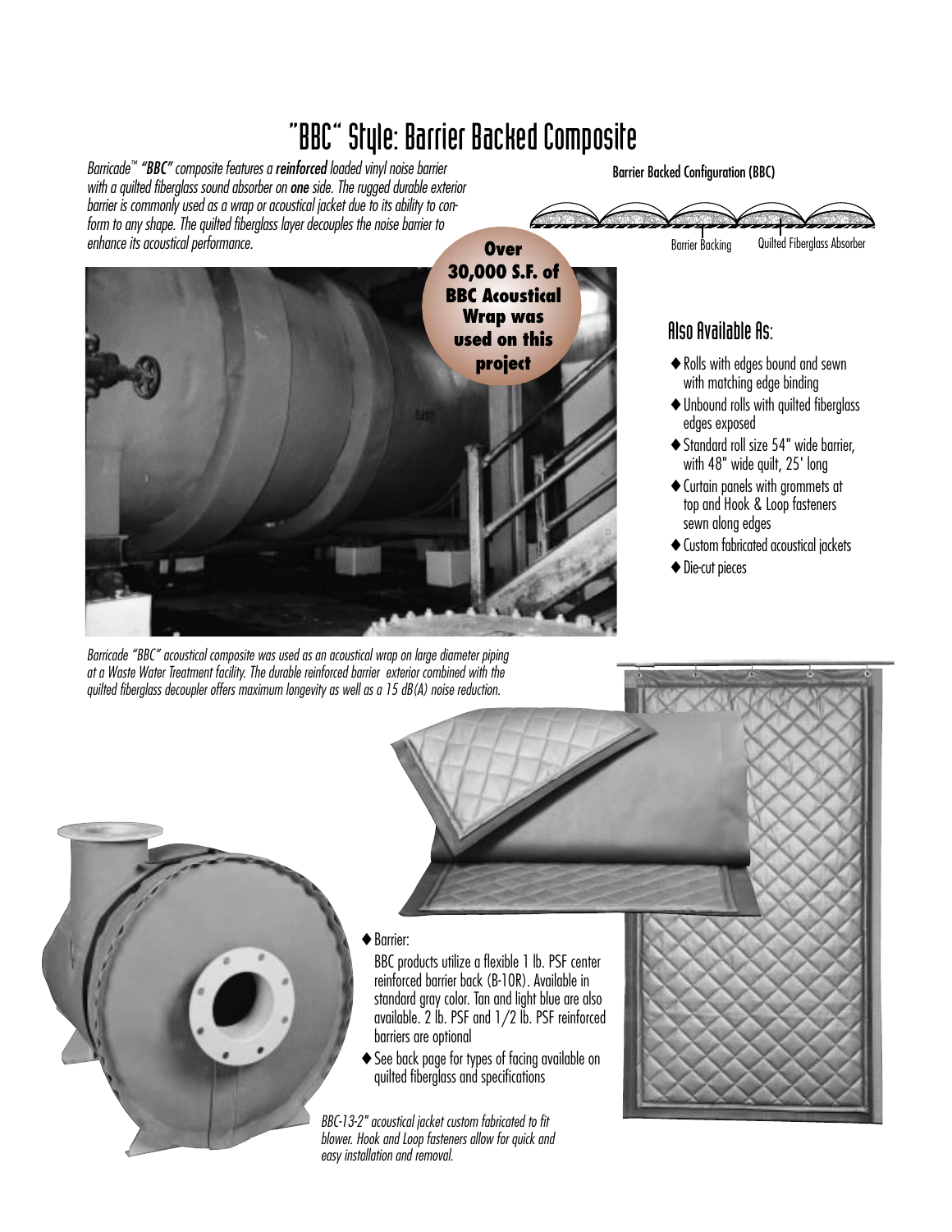# "BBC" Style: Barrier Backed Composite

*Barricade™ **"BBC"** composite features a **reinforced** loaded vinyl noise barrier with a quilted fiberglass sound absorber on **one** side. The rugged durable exterior barrier is commonly used as a wrap or acoustical jacket due to its ability to conform to any shape. The quilted fiberglass layer decouples the noise barrier to enhance its acoustical performance.*

Barrier Backed Configuration (BBC)

Barrier Backing    Quilted Fiberglass Absorber

**Over 30,000 S.F. of BBC Acoustical Wrap was used on this project**

*Barricade "BBC" acoustical composite was used as an acoustical wrap on large diameter piping at a Waste Water Treatment facility. The durable reinforced barrier exterior combined with the quilted fiberglass decoupler offers maximum longevity as well as a 15 dB(A) noise reduction.*

## Also Available As:

- Rolls with edges bound and sewn with matching edge binding
- Unbound rolls with quilted fiberglass edges exposed
- Standard roll size 54" wide barrier, with 48" wide quilt, 25' long
- Curtain panels with grommets at top and Hook & Loop fasteners sewn along edges
- Custom fabricated acoustical jackets
- Die-cut pieces

- Barrier:

  BBC products utilize a flexible 1 lb. PSF center reinforced barrier back (B-10R). Available in standard gray color. Tan and light blue are also available. 2 lb. PSF and 1/2 lb. PSF reinforced barriers are optional
- See back page for types of facing available on quilted fiberglass and specifications

*BBC-13-2" acoustical jacket custom fabricated to fit blower. Hook and Loop fasteners allow for quick and easy installation and removal.*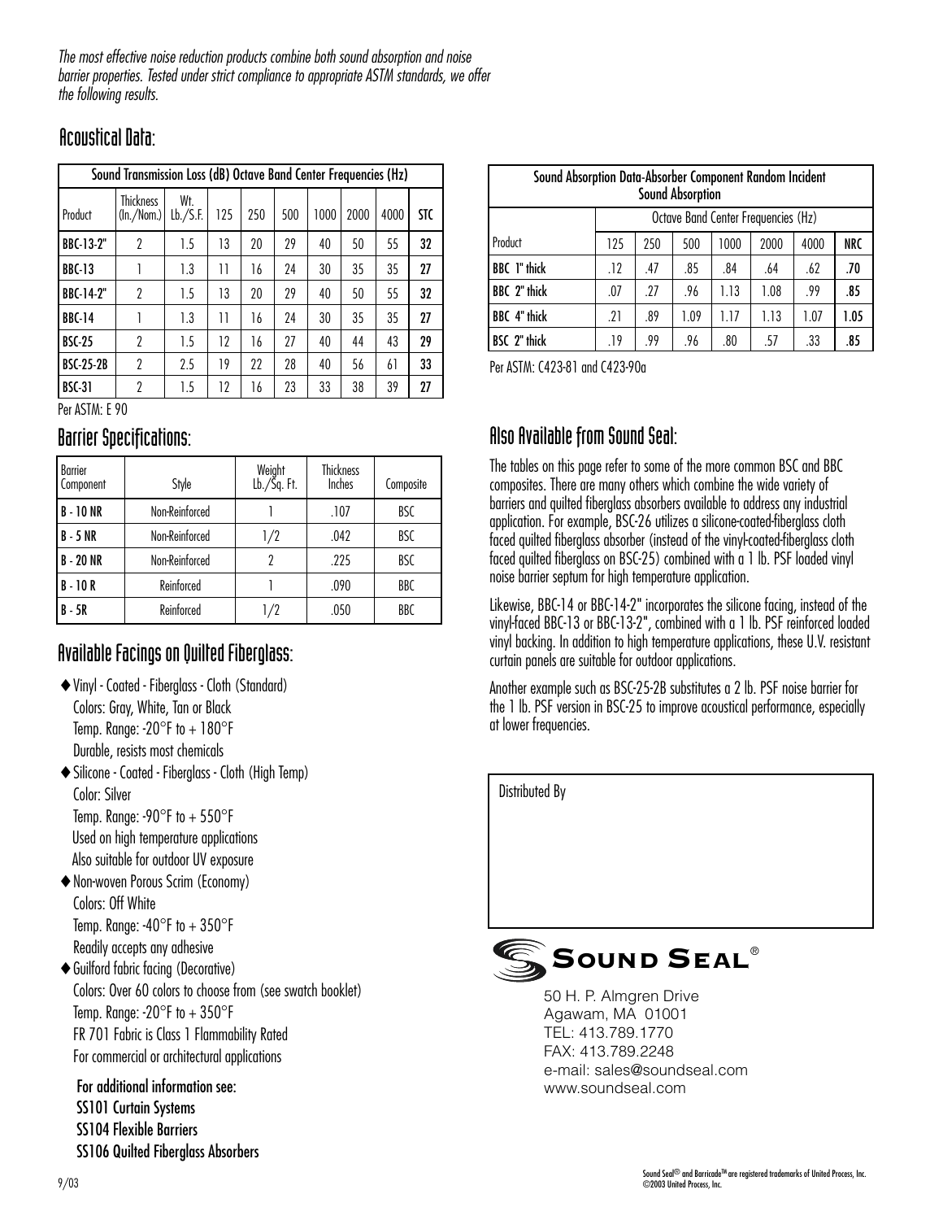*The most effective noise reduction products combine both sound absorption and noise barrier properties. Tested under strict compliance to appropriate ASTM standards, we offer the following results.*

## Acoustical Data:

| Sound Transmission Loss (dB) Octave Band Center Frequencies (Hz) | | | | | | | | | |
|---|---|---|---|---|---|---|---|---|---|
| Product | Thickness (In./Nom.) | Wt. Lb./S.F. | 125 | 250 | 500 | 1000 | 2000 | 4000 | STC |
| **BBC-13-2"** | 2 | 1.5 | 13 | 20 | 29 | 40 | 50 | 55 | **32** |
| **BBC-13** | 1 | 1.3 | 11 | 16 | 24 | 30 | 35 | 35 | **27** |
| **BBC-14-2"** | 2 | 1.5 | 13 | 20 | 29 | 40 | 50 | 55 | **32** |
| **BBC-14** | 1 | 1.3 | 11 | 16 | 24 | 30 | 35 | 35 | **27** |
| **BSC-25** | 2 | 1.5 | 12 | 16 | 27 | 40 | 44 | 43 | **29** |
| **BSC-25-2B** | 2 | 2.5 | 19 | 22 | 28 | 40 | 56 | 61 | **33** |
| **BSC-31** | 2 | 1.5 | 12 | 16 | 23 | 33 | 38 | 39 | **27** |

Per ASTM: E 90

| Sound Absorption Data-Absorber Component Random Incident Sound Absorption | | | | | | | |
|---|---|---|---|---|---|---|---|
| | Octave Band Center Frequencies (Hz) | | | | | | |
| Product | 125 | 250 | 500 | 1000 | 2000 | 4000 | NRC |
| **BBC 1" thick** | .12 | .47 | .85 | .84 | .64 | .62 | **.70** |
| **BBC 2" thick** | .07 | .27 | .96 | 1.13 | 1.08 | .99 | **.85** |
| **BBC 4" thick** | .21 | .89 | 1.09 | 1.17 | 1.13 | 1.07 | **1.05** |
| **BSC 2" thick** | .19 | .99 | .96 | .80 | .57 | .33 | **.85** |

Per ASTM: C423-81 and C423-90a

## Barrier Specifications:

| Barrier Component | Style | Weight Lb./Sq. Ft. | Thickness Inches | Composite |
|---|---|---|---|---|
| **B - 10 NR** | Non-Reinforced | 1 | .107 | BSC |
| **B - 5 NR** | Non-Reinforced | 1/2 | .042 | BSC |
| **B - 20 NR** | Non-Reinforced | 2 | .225 | BSC |
| **B - 10 R** | Reinforced | 1 | .090 | BBC |
| **B - 5R** | Reinforced | 1/2 | .050 | BBC |

## Available Facings on Quilted Fiberglass:

- Vinyl - Coated - Fiberglass - Cloth (Standard)
  Colors: Gray, White, Tan or Black
  Temp. Range: -20°F to + 180°F
  Durable, resists most chemicals
- Silicone - Coated - Fiberglass - Cloth (High Temp)
  Color: Silver
  Temp. Range: -90°F to + 550°F
  Used on high temperature applications
  Also suitable for outdoor UV exposure
- Non-woven Porous Scrim (Economy)
  Colors: Off White
  Temp. Range: -40°F to + 350°F
  Readily accepts any adhesive
- Guilford fabric facing (Decorative)
  Colors: Over 60 colors to choose from (see swatch booklet)
  Temp. Range: -20°F to + 350°F
  FR 701 Fabric is Class 1 Flammability Rated
  For commercial or architectural applications

**For additional information see:**
**SS101 Curtain Systems**
**SS104 Flexible Barriers**
**SS106 Quilted Fiberglass Absorbers**

## Also Available from Sound Seal:

The tables on this page refer to some of the more common BSC and BBC composites. There are many others which combine the wide variety of barriers and quilted fiberglass absorbers available to address any industrial application. For example, BSC-26 utilizes a silicone-coated-fiberglass cloth faced quilted fiberglass absorber (instead of the vinyl-coated-fiberglass cloth faced quilted fiberglass on BSC-25) combined with a 1 lb. PSF loaded vinyl noise barrier septum for high temperature application.

Likewise, BBC-14 or BBC-14-2" incorporates the silicone facing, instead of the vinyl-faced BBC-13 or BBC-13-2", combined with a 1 lb. PSF reinforced loaded vinyl backing. In addition to high temperature applications, these U.V. resistant curtain panels are suitable for outdoor applications.

Another example such as BSC-25-2B substitutes a 2 lb. PSF noise barrier for the 1 lb. PSF version in BSC-25 to improve acoustical performance, especially at lower frequencies.

Distributed By

**SOUND SEAL®**

50 H. P. Almgren Drive
Agawam, MA 01001
TEL: 413.789.1770
FAX: 413.789.2248
e-mail: sales@soundseal.com
www.soundseal.com

9/03

Sound Seal® and Barricade™ are registered trademarks of United Process, Inc.
©2003 United Process, Inc.